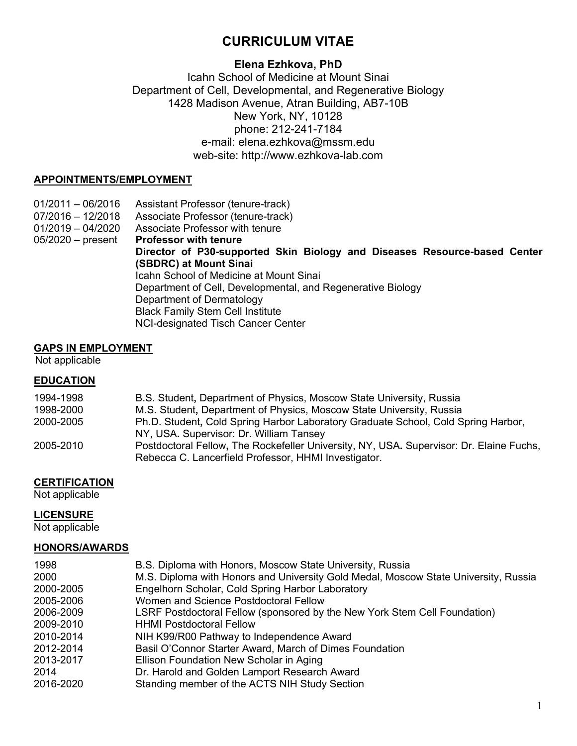# CURRICULUM VITAE

**Elena Ezhkova, PhD**

Icahn School of Medicine at Mount Sinai
Department of Cell, Developmental, and Regenerative Biology
1428 Madison Avenue, Atran Building, AB7-10B
New York, NY, 10128
phone: 212-241-7184
e-mail: elena.ezhkova@mssm.edu
web-site: http://www.ezhkova-lab.com

## APPOINTMENTS/EMPLOYMENT

| | |
|---|---|
| 01/2011 – 06/2016 | Assistant Professor (tenure-track) |
| 07/2016 – 12/2018 | Associate Professor (tenure-track) |
| 01/2019 – 04/2020 | Associate Professor with tenure |
| 05/2020 – present | **Professor with tenure**<br>**Director of P30-supported Skin Biology and Diseases Resource-based Center (SBDRC) at Mount Sinai**<br>Icahn School of Medicine at Mount Sinai<br>Department of Cell, Developmental, and Regenerative Biology<br>Department of Dermatology<br>Black Family Stem Cell Institute<br>NCI-designated Tisch Cancer Center |

## GAPS IN EMPLOYMENT

Not applicable

## EDUCATION

| | |
|---|---|
| 1994-1998 | B.S. Student**,** Department of Physics, Moscow State University, Russia |
| 1998-2000 | M.S. Student**,** Department of Physics, Moscow State University, Russia |
| 2000-2005 | Ph.D. Student**,** Cold Spring Harbor Laboratory Graduate School, Cold Spring Harbor, NY, USA**.** Supervisor: Dr. William Tansey |
| 2005-2010 | Postdoctoral Fellow**,** The Rockefeller University, NY, USA**.** Supervisor: Dr. Elaine Fuchs, Rebecca C. Lancerfield Professor, HHMI Investigator. |

## CERTIFICATION

Not applicable

## LICENSURE

Not applicable

## HONORS/AWARDS

| | |
|---|---|
| 1998 | B.S. Diploma with Honors, Moscow State University, Russia |
| 2000 | M.S. Diploma with Honors and University Gold Medal, Moscow State University, Russia |
| 2000-2005 | Engelhorn Scholar, Cold Spring Harbor Laboratory |
| 2005-2006 | Women and Science Postdoctoral Fellow |
| 2006-2009 | LSRF Postdoctoral Fellow (sponsored by the New York Stem Cell Foundation) |
| 2009-2010 | HHMI Postdoctoral Fellow |
| 2010-2014 | NIH K99/R00 Pathway to Independence Award |
| 2012-2014 | Basil O'Connor Starter Award, March of Dimes Foundation |
| 2013-2017 | Ellison Foundation New Scholar in Aging |
| 2014 | Dr. Harold and Golden Lamport Research Award |
| 2016-2020 | Standing member of the ACTS NIH Study Section |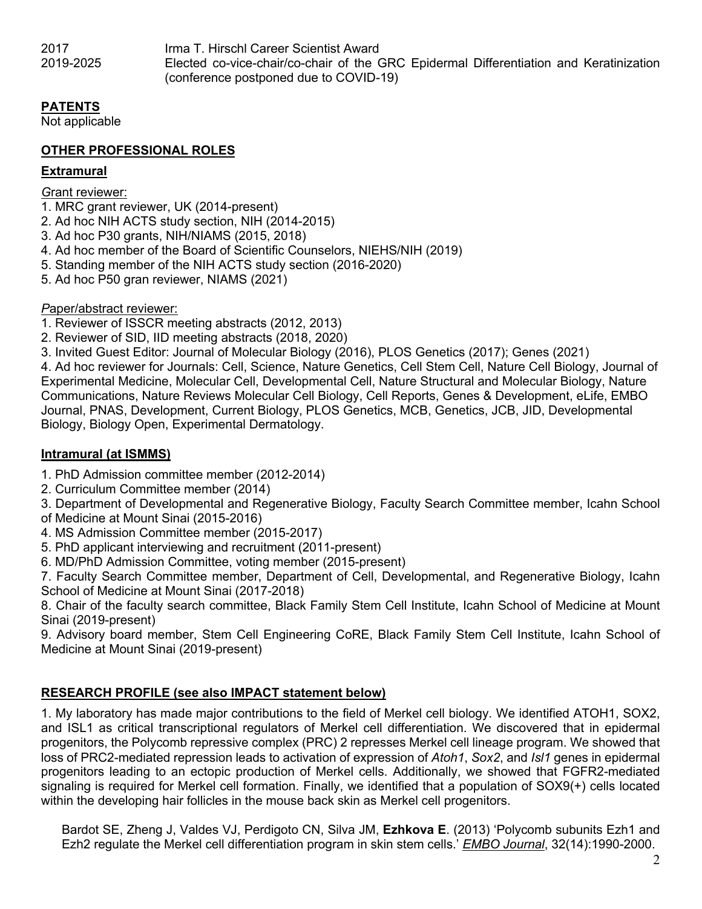2017 Irma T. Hirschl Career Scientist Award

2019-2025 Elected co-vice-chair/co-chair of the GRC Epidermal Differentiation and Keratinization (conference postponed due to COVID-19)

## PATENTS

Not applicable

## OTHER PROFESSIONAL ROLES

### Extramural

*G*rant reviewer:

1. MRC grant reviewer, UK (2014-present)
2. Ad hoc NIH ACTS study section, NIH (2014-2015)
3. Ad hoc P30 grants, NIH/NIAMS (2015, 2018)
4. Ad hoc member of the Board of Scientific Counselors, NIEHS/NIH (2019)
5. Standing member of the NIH ACTS study section (2016-2020)

5\. Ad hoc P50 gran reviewer, NIAMS (2021)

*P*aper/abstract reviewer:

1. Reviewer of ISSCR meeting abstracts (2012, 2013)
2. Reviewer of SID, IID meeting abstracts (2018, 2020)
3. Invited Guest Editor: Journal of Molecular Biology (2016), PLOS Genetics (2017); Genes (2021)
4. Ad hoc reviewer for Journals: Cell, Science, Nature Genetics, Cell Stem Cell, Nature Cell Biology, Journal of Experimental Medicine, Molecular Cell, Developmental Cell, Nature Structural and Molecular Biology, Nature Communications, Nature Reviews Molecular Cell Biology, Cell Reports, Genes & Development, eLife, EMBO Journal, PNAS, Development, Current Biology, PLOS Genetics, MCB, Genetics, JCB, JID, Developmental Biology, Biology Open, Experimental Dermatology.

### Intramural (at ISMMS)

1. PhD Admission committee member (2012-2014)
2. Curriculum Committee member (2014)
3. Department of Developmental and Regenerative Biology, Faculty Search Committee member, Icahn School of Medicine at Mount Sinai (2015-2016)
4. MS Admission Committee member (2015-2017)
5. PhD applicant interviewing and recruitment (2011-present)
6. MD/PhD Admission Committee, voting member (2015-present)
7. Faculty Search Committee member, Department of Cell, Developmental, and Regenerative Biology, Icahn School of Medicine at Mount Sinai (2017-2018)
8. Chair of the faculty search committee, Black Family Stem Cell Institute, Icahn School of Medicine at Mount Sinai (2019-present)
9. Advisory board member, Stem Cell Engineering CoRE, Black Family Stem Cell Institute, Icahn School of Medicine at Mount Sinai (2019-present)

## RESEARCH PROFILE (see also IMPACT statement below)

1\. My laboratory has made major contributions to the field of Merkel cell biology. We identified ATOH1, SOX2, and ISL1 as critical transcriptional regulators of Merkel cell differentiation. We discovered that in epidermal progenitors, the Polycomb repressive complex (PRC) 2 represses Merkel cell lineage program. We showed that loss of PRC2-mediated repression leads to activation of expression of *Atoh1*, *Sox2*, and *Isl1* genes in epidermal progenitors leading to an ectopic production of Merkel cells. Additionally, we showed that FGFR2-mediated signaling is required for Merkel cell formation. Finally, we identified that a population of SOX9(+) cells located within the developing hair follicles in the mouse back skin as Merkel cell progenitors.

Bardot SE, Zheng J, Valdes VJ, Perdigoto CN, Silva JM, **Ezhkova E**. (2013) 'Polycomb subunits Ezh1 and Ezh2 regulate the Merkel cell differentiation program in skin stem cells.' *EMBO Journal*, 32(14):1990-2000.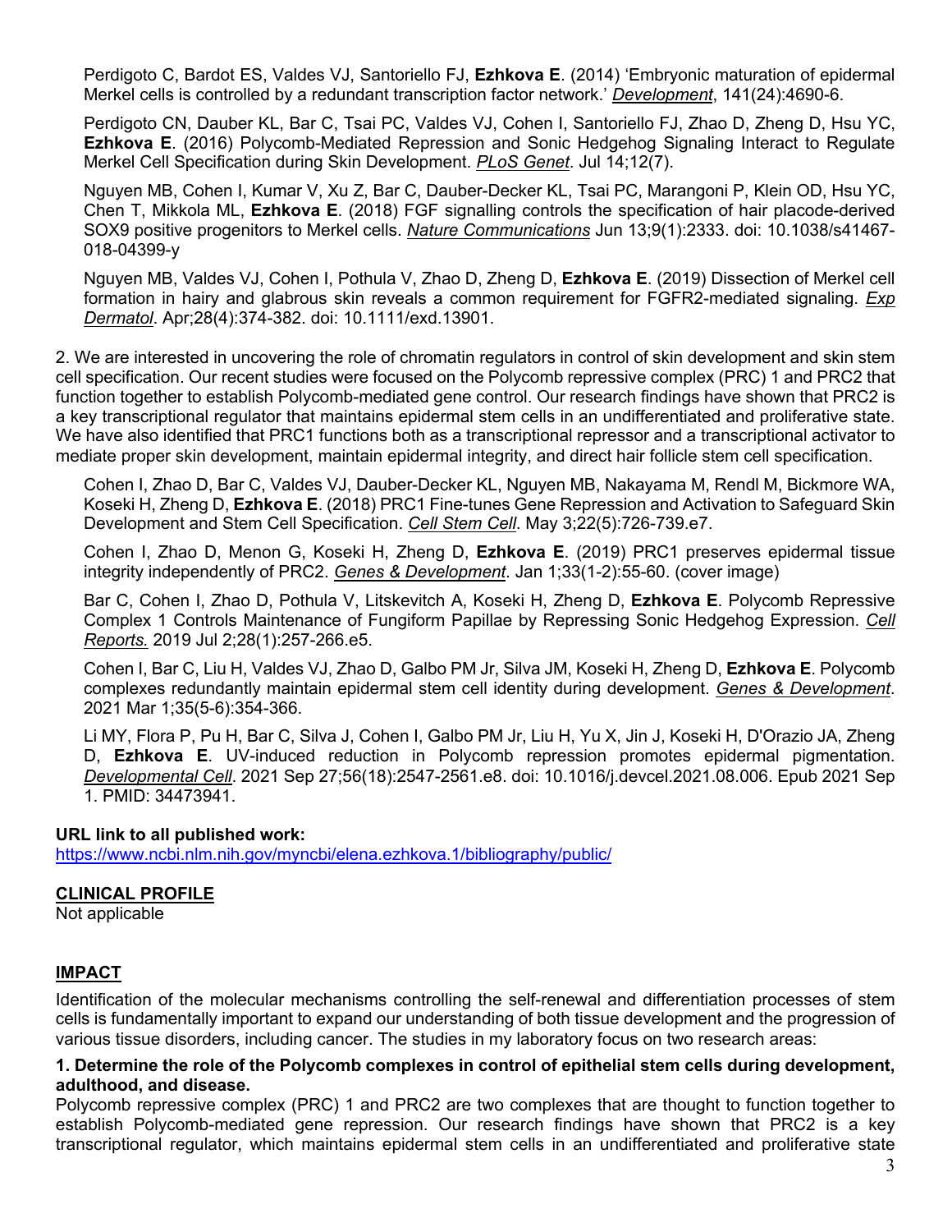Perdigoto C, Bardot ES, Valdes VJ, Santoriello FJ, **Ezhkova E**. (2014) 'Embryonic maturation of epidermal Merkel cells is controlled by a redundant transcription factor network.' *Development*, 141(24):4690-6.

Perdigoto CN, Dauber KL, Bar C, Tsai PC, Valdes VJ, Cohen I, Santoriello FJ, Zhao D, Zheng D, Hsu YC, **Ezhkova E**. (2016) Polycomb-Mediated Repression and Sonic Hedgehog Signaling Interact to Regulate Merkel Cell Specification during Skin Development. *PLoS Genet*. Jul 14;12(7).

Nguyen MB, Cohen I, Kumar V, Xu Z, Bar C, Dauber-Decker KL, Tsai PC, Marangoni P, Klein OD, Hsu YC, Chen T, Mikkola ML, **Ezhkova E**. (2018) FGF signalling controls the specification of hair placode-derived SOX9 positive progenitors to Merkel cells. *Nature Communications* Jun 13;9(1):2333. doi: 10.1038/s41467-018-04399-y

Nguyen MB, Valdes VJ, Cohen I, Pothula V, Zhao D, Zheng D, **Ezhkova E**. (2019) Dissection of Merkel cell formation in hairy and glabrous skin reveals a common requirement for FGFR2-mediated signaling. *Exp Dermatol*. Apr;28(4):374-382. doi: 10.1111/exd.13901.

2. We are interested in uncovering the role of chromatin regulators in control of skin development and skin stem cell specification. Our recent studies were focused on the Polycomb repressive complex (PRC) 1 and PRC2 that function together to establish Polycomb-mediated gene control. Our research findings have shown that PRC2 is a key transcriptional regulator that maintains epidermal stem cells in an undifferentiated and proliferative state. We have also identified that PRC1 functions both as a transcriptional repressor and a transcriptional activator to mediate proper skin development, maintain epidermal integrity, and direct hair follicle stem cell specification.

Cohen I, Zhao D, Bar C, Valdes VJ, Dauber-Decker KL, Nguyen MB, Nakayama M, Rendl M, Bickmore WA, Koseki H, Zheng D, **Ezhkova E**. (2018) PRC1 Fine-tunes Gene Repression and Activation to Safeguard Skin Development and Stem Cell Specification. *Cell Stem Cell*. May 3;22(5):726-739.e7.

Cohen I, Zhao D, Menon G, Koseki H, Zheng D, **Ezhkova E**. (2019) PRC1 preserves epidermal tissue integrity independently of PRC2. *Genes & Development*. Jan 1;33(1-2):55-60. (cover image)

Bar C, Cohen I, Zhao D, Pothula V, Litskevitch A, Koseki H, Zheng D, **Ezhkova E**. Polycomb Repressive Complex 1 Controls Maintenance of Fungiform Papillae by Repressing Sonic Hedgehog Expression. *Cell Reports.* 2019 Jul 2;28(1):257-266.e5.

Cohen I, Bar C, Liu H, Valdes VJ, Zhao D, Galbo PM Jr, Silva JM, Koseki H, Zheng D, **Ezhkova E**. Polycomb complexes redundantly maintain epidermal stem cell identity during development. *Genes & Development*. 2021 Mar 1;35(5-6):354-366.

Li MY, Flora P, Pu H, Bar C, Silva J, Cohen I, Galbo PM Jr, Liu H, Yu X, Jin J, Koseki H, D'Orazio JA, Zheng D, **Ezhkova E**. UV-induced reduction in Polycomb repression promotes epidermal pigmentation. *Developmental Cell*. 2021 Sep 27;56(18):2547-2561.e8. doi: 10.1016/j.devcel.2021.08.006. Epub 2021 Sep 1. PMID: 34473941.

**URL link to all published work:**
https://www.ncbi.nlm.nih.gov/myncbi/elena.ezhkova.1/bibliography/public/

## CLINICAL PROFILE

Not applicable

## IMPACT

Identification of the molecular mechanisms controlling the self-renewal and differentiation processes of stem cells is fundamentally important to expand our understanding of both tissue development and the progression of various tissue disorders, including cancer. The studies in my laboratory focus on two research areas:

**1. Determine the role of the Polycomb complexes in control of epithelial stem cells during development, adulthood, and disease.**

Polycomb repressive complex (PRC) 1 and PRC2 are two complexes that are thought to function together to establish Polycomb-mediated gene repression. Our research findings have shown that PRC2 is a key transcriptional regulator, which maintains epidermal stem cells in an undifferentiated and proliferative state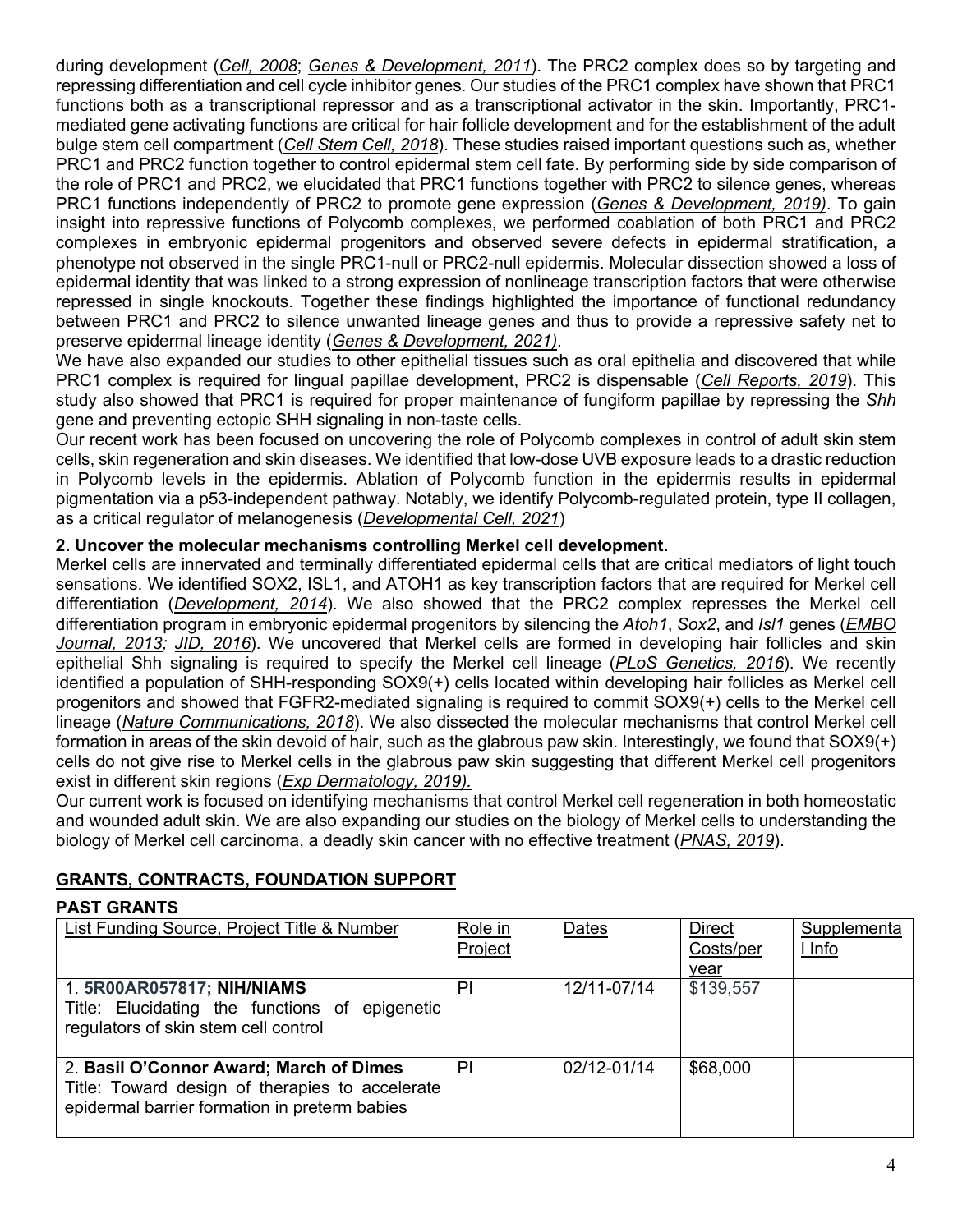during development (*Cell, 2008*; *Genes & Development, 2011*). The PRC2 complex does so by targeting and repressing differentiation and cell cycle inhibitor genes. Our studies of the PRC1 complex have shown that PRC1 functions both as a transcriptional repressor and as a transcriptional activator in the skin. Importantly, PRC1-mediated gene activating functions are critical for hair follicle development and for the establishment of the adult bulge stem cell compartment (*Cell Stem Cell, 2018*). These studies raised important questions such as, whether PRC1 and PRC2 function together to control epidermal stem cell fate. By performing side by side comparison of the role of PRC1 and PRC2, we elucidated that PRC1 functions together with PRC2 to silence genes, whereas PRC1 functions independently of PRC2 to promote gene expression (*Genes & Development, 2019)*. To gain insight into repressive functions of Polycomb complexes, we performed coablation of both PRC1 and PRC2 complexes in embryonic epidermal progenitors and observed severe defects in epidermal stratification, a phenotype not observed in the single PRC1-null or PRC2-null epidermis. Molecular dissection showed a loss of epidermal identity that was linked to a strong expression of nonlineage transcription factors that were otherwise repressed in single knockouts. Together these findings highlighted the importance of functional redundancy between PRC1 and PRC2 to silence unwanted lineage genes and thus to provide a repressive safety net to preserve epidermal lineage identity (*Genes & Development, 2021)*.

We have also expanded our studies to other epithelial tissues such as oral epithelia and discovered that while PRC1 complex is required for lingual papillae development, PRC2 is dispensable (*Cell Reports, 2019*). This study also showed that PRC1 is required for proper maintenance of fungiform papillae by repressing the *Shh* gene and preventing ectopic SHH signaling in non-taste cells.

Our recent work has been focused on uncovering the role of Polycomb complexes in control of adult skin stem cells, skin regeneration and skin diseases. We identified that low-dose UVB exposure leads to a drastic reduction in Polycomb levels in the epidermis. Ablation of Polycomb function in the epidermis results in epidermal pigmentation via a p53-independent pathway. Notably, we identify Polycomb-regulated protein, type II collagen, as a critical regulator of melanogenesis (*Developmental Cell, 2021*)

**2. Uncover the molecular mechanisms controlling Merkel cell development.**

Merkel cells are innervated and terminally differentiated epidermal cells that are critical mediators of light touch sensations. We identified SOX2, ISL1, and ATOH1 as key transcription factors that are required for Merkel cell differentiation (*Development, 2014*). We also showed that the PRC2 complex represses the Merkel cell differentiation program in embryonic epidermal progenitors by silencing the *Atoh1*, *Sox2*, and *Isl1* genes (*EMBO Journal, 2013; JID, 2016*). We uncovered that Merkel cells are formed in developing hair follicles and skin epithelial Shh signaling is required to specify the Merkel cell lineage (*PLoS Genetics, 2016*). We recently identified a population of SHH-responding SOX9(+) cells located within developing hair follicles as Merkel cell progenitors and showed that FGFR2-mediated signaling is required to commit SOX9(+) cells to the Merkel cell lineage (*Nature Communications, 2018*). We also dissected the molecular mechanisms that control Merkel cell formation in areas of the skin devoid of hair, such as the glabrous paw skin. Interestingly, we found that SOX9(+) cells do not give rise to Merkel cells in the glabrous paw skin suggesting that different Merkel cell progenitors exist in different skin regions (*Exp Dermatology, 2019).*

Our current work is focused on identifying mechanisms that control Merkel cell regeneration in both homeostatic and wounded adult skin. We are also expanding our studies on the biology of Merkel cells to understanding the biology of Merkel cell carcinoma, a deadly skin cancer with no effective treatment (*PNAS, 2019*).

## GRANTS, CONTRACTS, FOUNDATION SUPPORT

### PAST GRANTS

| List Funding Source, Project Title & Number | Role in Project | Dates | Direct Costs/per year | Supplemental Info |
|---|---|---|---|---|
| 1. **5R00AR057817; NIH/NIAMS** Title: Elucidating the functions of epigenetic regulators of skin stem cell control | PI | 12/11-07/14 | $139,557 | |
| 2. **Basil O'Connor Award; March of Dimes** Title: Toward design of therapies to accelerate epidermal barrier formation in preterm babies | PI | 02/12-01/14 | $68,000 | |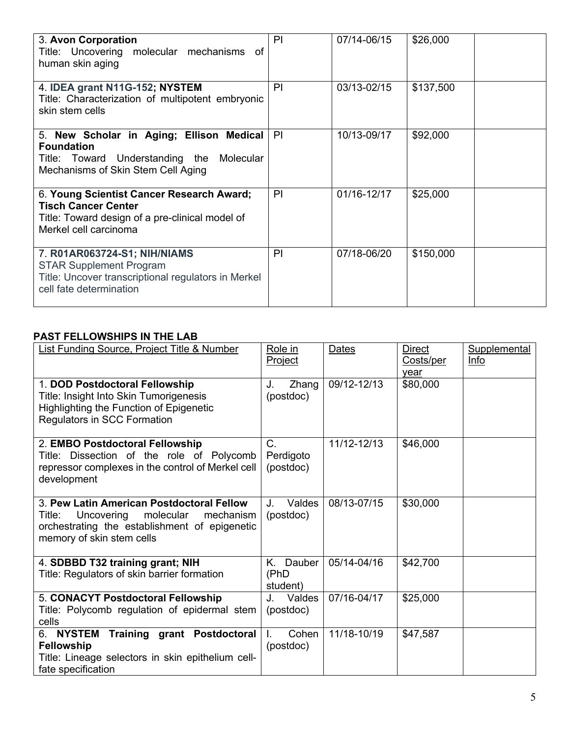| | | | | |
|---|---|---|---|---|
| 3. **Avon Corporation**<br>Title: Uncovering molecular mechanisms of human skin aging | PI | 07/14-06/15 | $26,000 | |
| 4. **IDEA grant N11G-152; NYSTEM**<br>Title: Characterization of multipotent embryonic skin stem cells | PI | 03/13-02/15 | $137,500 | |
| 5. **New Scholar in Aging; Ellison Medical Foundation**<br>Title: Toward Understanding the Molecular Mechanisms of Skin Stem Cell Aging | PI | 10/13-09/17 | $92,000 | |
| 6. **Young Scientist Cancer Research Award; Tisch Cancer Center**<br>Title: Toward design of a pre-clinical model of Merkel cell carcinoma | PI | 01/16-12/17 | $25,000 | |
| 7. **R01AR063724-S1; NIH/NIAMS**<br>STAR Supplement Program<br>Title: Uncover transcriptional regulators in Merkel cell fate determination | PI | 07/18-06/20 | $150,000 | |

**PAST FELLOWSHIPS IN THE LAB**

| List Funding Source, Project Title & Number | Role in Project | Dates | Direct Costs/per year | Supplemental Info |
|---|---|---|---|---|
| 1. **DOD Postdoctoral Fellowship**<br>Title: Insight Into Skin Tumorigenesis Highlighting the Function of Epigenetic Regulators in SCC Formation | J. Zhang (postdoc) | 09/12-12/13 | $80,000 | |
| 2. **EMBO Postdoctoral Fellowship**<br>Title: Dissection of the role of Polycomb repressor complexes in the control of Merkel cell development | C. Perdigoto (postdoc) | 11/12-12/13 | $46,000 | |
| 3. **Pew Latin American Postdoctoral Fellow**<br>Title: Uncovering molecular mechanism orchestrating the establishment of epigenetic memory of skin stem cells | J. Valdes (postdoc) | 08/13-07/15 | $30,000 | |
| 4. **SDBBD T32 training grant; NIH**<br>Title: Regulators of skin barrier formation | K. Dauber (PhD student) | 05/14-04/16 | $42,700 | |
| 5. **CONACYT Postdoctoral Fellowship**<br>Title: Polycomb regulation of epidermal stem cells | J. Valdes (postdoc) | 07/16-04/17 | $25,000 | |
| 6. **NYSTEM Training grant Postdoctoral Fellowship**<br>Title: Lineage selectors in skin epithelium cell-fate specification | I. Cohen (postdoc) | 11/18-10/19 | $47,587 | |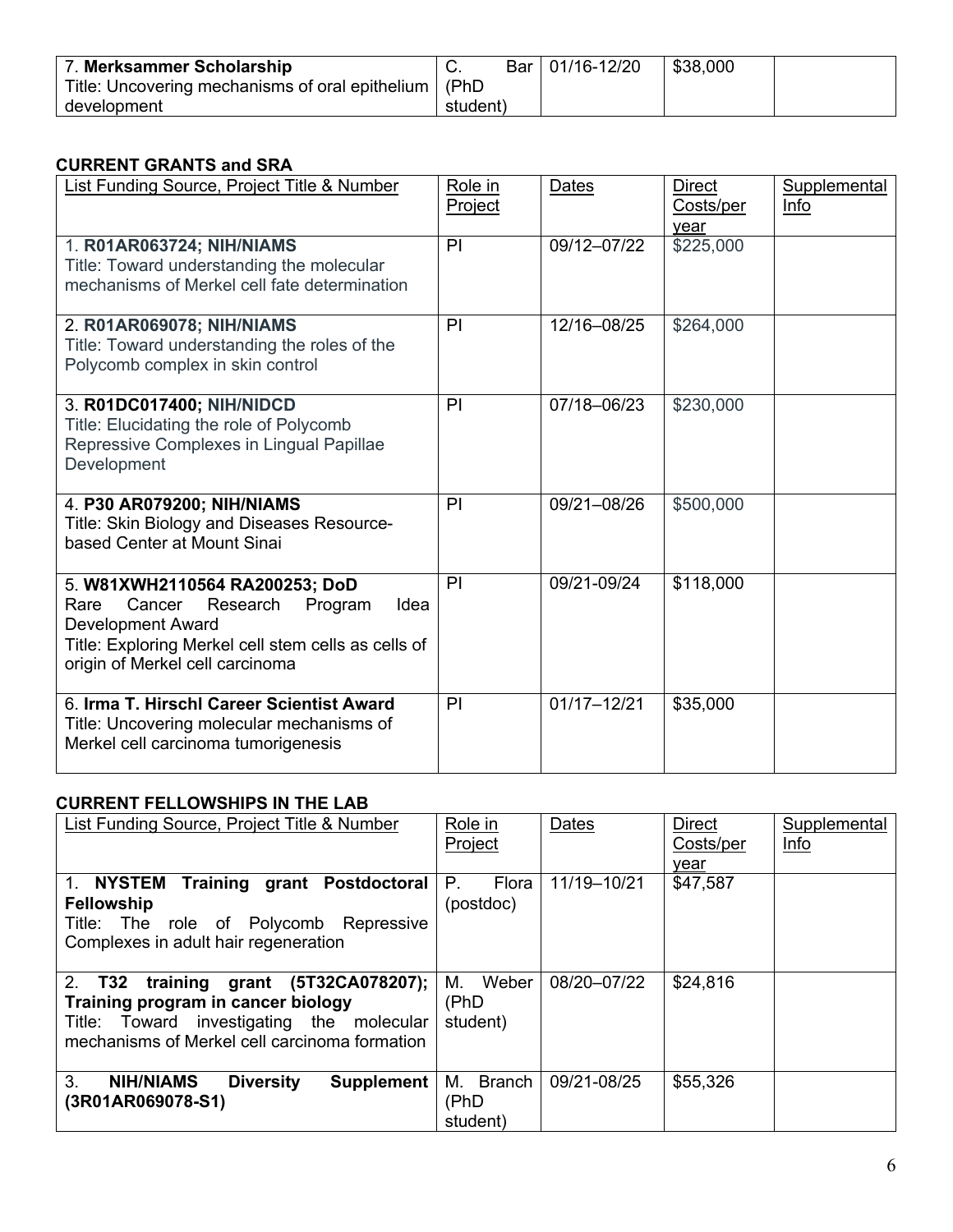| 7. **Merksammer Scholarship** Title: Uncovering mechanisms of oral epithelium development | C. Bar (PhD student) | 01/16-12/20 | $38,000 | |
|---|---|---|---|---|

### CURRENT GRANTS and SRA

| List Funding Source, Project Title & Number | Role in Project | Dates | Direct Costs/per year | Supplemental Info |
|---|---|---|---|---|
| 1. **R01AR063724; NIH/NIAMS** Title: Toward understanding the molecular mechanisms of Merkel cell fate determination | PI | 09/12–07/22 | $225,000 | |
| 2. **R01AR069078; NIH/NIAMS** Title: Toward understanding the roles of the Polycomb complex in skin control | PI | 12/16–08/25 | $264,000 | |
| 3. **R01DC017400; NIH/NIDCD** Title: Elucidating the role of Polycomb Repressive Complexes in Lingual Papillae Development | PI | 07/18–06/23 | $230,000 | |
| 4. **P30 AR079200; NIH/NIAMS** Title: Skin Biology and Diseases Resource-based Center at Mount Sinai | PI | 09/21–08/26 | $500,000 | |
| 5. **W81XWH2110564 RA200253; DoD** Rare Cancer Research Program Idea Development Award Title: Exploring Merkel cell stem cells as cells of origin of Merkel cell carcinoma | PI | 09/21-09/24 | $118,000 | |
| 6. **Irma T. Hirschl Career Scientist Award** Title: Uncovering molecular mechanisms of Merkel cell carcinoma tumorigenesis | PI | 01/17–12/21 | $35,000 | |

### CURRENT FELLOWSHIPS IN THE LAB

| List Funding Source, Project Title & Number | Role in Project | Dates | Direct Costs/per year | Supplemental Info |
|---|---|---|---|---|
| 1. **NYSTEM Training grant Postdoctoral Fellowship** Title: The role of Polycomb Repressive Complexes in adult hair regeneration | P. Flora (postdoc) | 11/19–10/21 | $47,587 | |
| 2. **T32 training grant (5T32CA078207); Training program in cancer biology** Title: Toward investigating the molecular mechanisms of Merkel cell carcinoma formation | M. Weber (PhD student) | 08/20–07/22 | $24,816 | |
| 3. **NIH/NIAMS Diversity Supplement (3R01AR069078-S1)** | M. Branch (PhD student) | 09/21-08/25 | $55,326 | |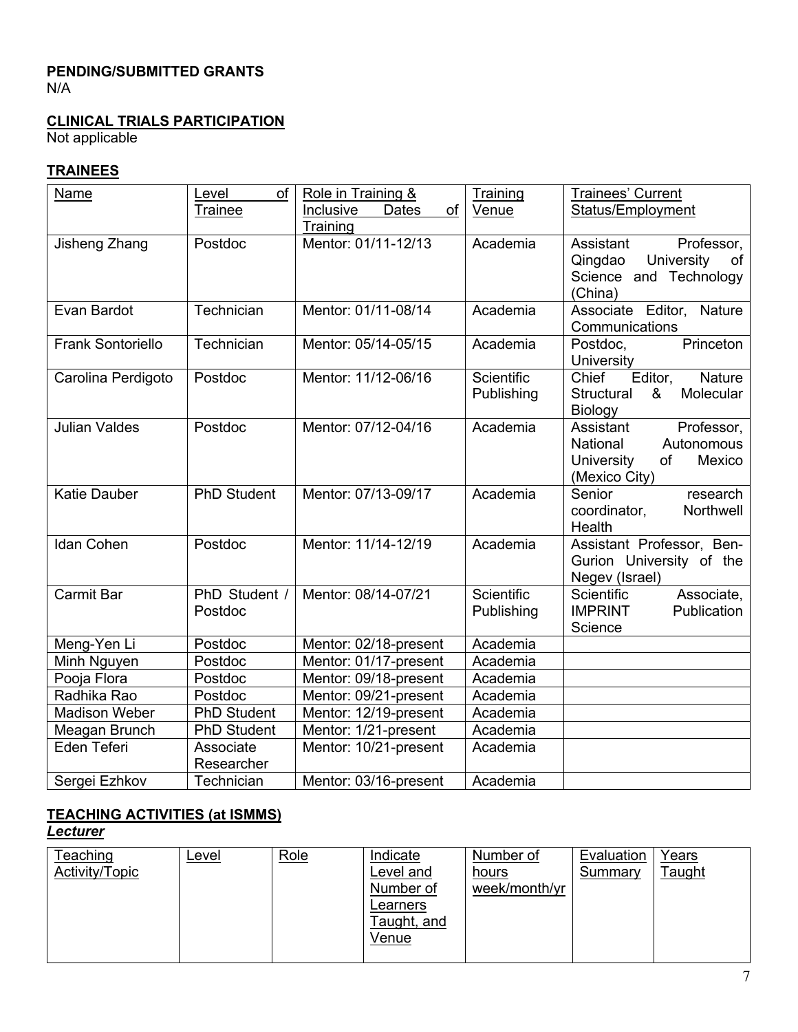**PENDING/SUBMITTED GRANTS**

N/A

**CLINICAL TRIALS PARTICIPATION**

Not applicable

**TRAINEES**

| Name | Level of Trainee | Role in Training & Inclusive Dates of Training | Training Venue | Trainees' Current Status/Employment |
|---|---|---|---|---|
| Jisheng Zhang | Postdoc | Mentor: 01/11-12/13 | Academia | Assistant Professor, Qingdao University of Science and Technology (China) |
| Evan Bardot | Technician | Mentor: 01/11-08/14 | Academia | Associate Editor, Nature Communications |
| Frank Sontoriello | Technician | Mentor: 05/14-05/15 | Academia | Postdoc, Princeton University |
| Carolina Perdigoto | Postdoc | Mentor: 11/12-06/16 | Scientific Publishing | Chief Editor, Nature Structural & Molecular Biology |
| Julian Valdes | Postdoc | Mentor: 07/12-04/16 | Academia | Assistant Professor, National Autonomous University of Mexico (Mexico City) |
| Katie Dauber | PhD Student | Mentor: 07/13-09/17 | Academia | Senior research coordinator, Northwell Health |
| Idan Cohen | Postdoc | Mentor: 11/14-12/19 | Academia | Assistant Professor, Ben-Gurion University of the Negev (Israel) |
| Carmit Bar | PhD Student / Postdoc | Mentor: 08/14-07/21 | Scientific Publishing | Scientific Associate, IMPRINT Publication Science |
| Meng-Yen Li | Postdoc | Mentor: 02/18-present | Academia | |
| Minh Nguyen | Postdoc | Mentor: 01/17-present | Academia | |
| Pooja Flora | Postdoc | Mentor: 09/18-present | Academia | |
| Radhika Rao | Postdoc | Mentor: 09/21-present | Academia | |
| Madison Weber | PhD Student | Mentor: 12/19-present | Academia | |
| Meagan Brunch | PhD Student | Mentor: 1/21-present | Academia | |
| Eden Teferi | Associate Researcher | Mentor: 10/21-present | Academia | |
| Sergei Ezhkov | Technician | Mentor: 03/16-present | Academia | |

**TEACHING ACTIVITIES (at ISMMS)**

***Lecturer***

| Teaching Activity/Topic | Level | Role | Indicate Level and Number of Learners Taught, and Venue | Number of hours week/month/yr | Evaluation Summary | Years Taught |
|---|---|---|---|---|---|---|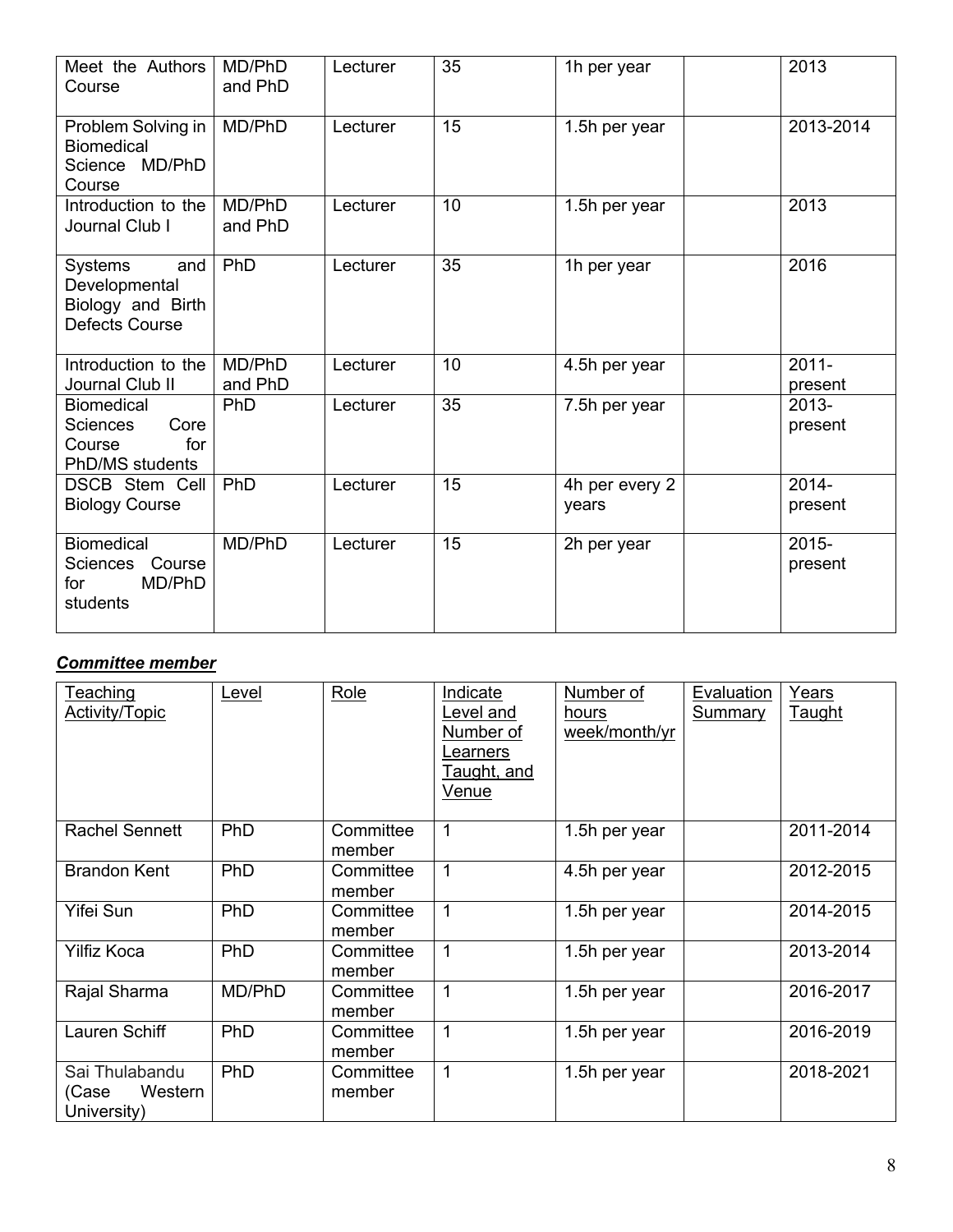| Meet the Authors Course | MD/PhD and PhD | Lecturer | 35 | 1h per year | | 2013 |
|---|---|---|---|---|---|---|
| Problem Solving in Biomedical Science MD/PhD Course | MD/PhD | Lecturer | 15 | 1.5h per year | | 2013-2014 |
| Introduction to the Journal Club I | MD/PhD and PhD | Lecturer | 10 | 1.5h per year | | 2013 |
| Systems and Developmental Biology and Birth Defects Course | PhD | Lecturer | 35 | 1h per year | | 2016 |
| Introduction to the Journal Club II | MD/PhD and PhD | Lecturer | 10 | 4.5h per year | | 2011-present |
| Biomedical Sciences Core Course for PhD/MS students | PhD | Lecturer | 35 | 7.5h per year | | 2013-present |
| DSCB Stem Cell Biology Course | PhD | Lecturer | 15 | 4h per every 2 years | | 2014-present |
| Biomedical Sciences Course for MD/PhD students | MD/PhD | Lecturer | 15 | 2h per year | | 2015-present |

***Committee member***

| Teaching Activity/Topic | Level | Role | Indicate Level and Number of Learners Taught, and Venue | Number of hours week/month/yr | Evaluation Summary | Years Taught |
|---|---|---|---|---|---|---|
| Rachel Sennett | PhD | Committee member | 1 | 1.5h per year | | 2011-2014 |
| Brandon Kent | PhD | Committee member | 1 | 4.5h per year | | 2012-2015 |
| Yifei Sun | PhD | Committee member | 1 | 1.5h per year | | 2014-2015 |
| Yilfiz Koca | PhD | Committee member | 1 | 1.5h per year | | 2013-2014 |
| Rajal Sharma | MD/PhD | Committee member | 1 | 1.5h per year | | 2016-2017 |
| Lauren Schiff | PhD | Committee member | 1 | 1.5h per year | | 2016-2019 |
| Sai Thulabandu (Case Western University) | PhD | Committee member | 1 | 1.5h per year | | 2018-2021 |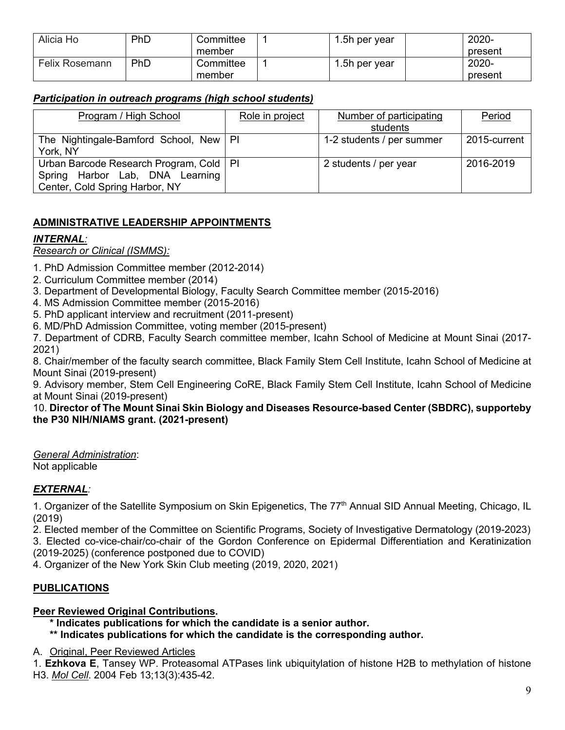| Alicia Ho | PhD | Committee member | 1 | 1.5h per year | | 2020-present |
|---|---|---|---|---|---|---|
| Felix Rosemann | PhD | Committee member | 1 | 1.5h per year | | 2020-present |

***Participation in outreach programs (high school students)***

| Program / High School | Role in project | Number of participating students | Period |
|---|---|---|---|
| The Nightingale-Bamford School, New York, NY | PI | 1-2 students / per summer | 2015-current |
| Urban Barcode Research Program, Cold Spring Harbor Lab, DNA Learning Center, Cold Spring Harbor, NY | PI | 2 students / per year | 2016-2019 |

## ADMINISTRATIVE LEADERSHIP APPOINTMENTS

***INTERNAL:***

*Research or Clinical (ISMMS):*

1. PhD Admission Committee member (2012-2014)
2. Curriculum Committee member (2014)
3. Department of Developmental Biology, Faculty Search Committee member (2015-2016)
4. MS Admission Committee member (2015-2016)
5. PhD applicant interview and recruitment (2011-present)
6. MD/PhD Admission Committee, voting member (2015-present)
7. Department of CDRB, Faculty Search committee member, Icahn School of Medicine at Mount Sinai (2017-2021)
8. Chair/member of the faculty search committee, Black Family Stem Cell Institute, Icahn School of Medicine at Mount Sinai (2019-present)
9. Advisory member, Stem Cell Engineering CoRE, Black Family Stem Cell Institute, Icahn School of Medicine at Mount Sinai (2019-present)
10. **Director of The Mount Sinai Skin Biology and Diseases Resource-based Center (SBDRC), supporteby the P30 NIH/NIAMS grant. (2021-present)**

*General Administration*:
Not applicable

***EXTERNAL:***

1. Organizer of the Satellite Symposium on Skin Epigenetics, The 77th Annual SID Annual Meeting, Chicago, IL (2019)
2. Elected member of the Committee on Scientific Programs, Society of Investigative Dermatology (2019-2023)
3. Elected co-vice-chair/co-chair of the Gordon Conference on Epidermal Differentiation and Keratinization (2019-2025) (conference postponed due to COVID)
4. Organizer of the New York Skin Club meeting (2019, 2020, 2021)

## PUBLICATIONS

**Peer Reviewed Original Contributions.**

**\* Indicates publications for which the candidate is a senior author.**
**\*\* Indicates publications for which the candidate is the corresponding author.**

A. Original, Peer Reviewed Articles

1. **Ezhkova E**, Tansey WP. Proteasomal ATPases link ubiquitylation of histone H2B to methylation of histone H3. *Mol Cell*. 2004 Feb 13;13(3):435-42.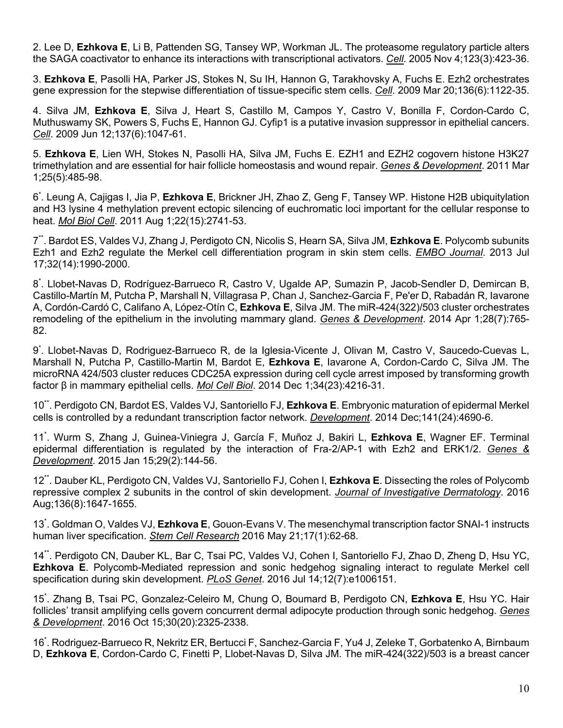2. Lee D, **Ezhkova E**, Li B, Pattenden SG, Tansey WP, Workman JL. The proteasome regulatory particle alters the SAGA coactivator to enhance its interactions with transcriptional activators. *Cell*. 2005 Nov 4;123(3):423-36.

3. **Ezhkova E**, Pasolli HA, Parker JS, Stokes N, Su IH, Hannon G, Tarakhovsky A, Fuchs E. Ezh2 orchestrates gene expression for the stepwise differentiation of tissue-specific stem cells. *Cell*. 2009 Mar 20;136(6):1122-35.

4. Silva JM, **Ezhkova E**, Silva J, Heart S, Castillo M, Campos Y, Castro V, Bonilla F, Cordon-Cardo C, Muthuswamy SK, Powers S, Fuchs E, Hannon GJ. Cyfip1 is a putative invasion suppressor in epithelial cancers. *Cell*. 2009 Jun 12;137(6):1047-61.

5. **Ezhkova E**, Lien WH, Stokes N, Pasolli HA, Silva JM, Fuchs E. EZH1 and EZH2 cogovern histone H3K27 trimethylation and are essential for hair follicle homeostasis and wound repair. *Genes & Development*. 2011 Mar 1;25(5):485-98.

6*. Leung A, Cajigas I, Jia P, **Ezhkova E**, Brickner JH, Zhao Z, Geng F, Tansey WP. Histone H2B ubiquitylation and H3 lysine 4 methylation prevent ectopic silencing of euchromatic loci important for the cellular response to heat. *Mol Biol Cell*. 2011 Aug 1;22(15):2741-53.

7**. Bardot ES, Valdes VJ, Zhang J, Perdigoto CN, Nicolis S, Hearn SA, Silva JM, **Ezhkova E**. Polycomb subunits Ezh1 and Ezh2 regulate the Merkel cell differentiation program in skin stem cells. *EMBO Journal*. 2013 Jul 17;32(14):1990-2000.

8*. Llobet-Navas D, Rodríguez-Barrueco R, Castro V, Ugalde AP, Sumazin P, Jacob-Sendler D, Demircan B, Castillo-Martín M, Putcha P, Marshall N, Villagrasa P, Chan J, Sanchez-Garcia F, Pe'er D, Rabadán R, Iavarone A, Cordón-Cardó C, Califano A, López-Otín C, **Ezhkova E**, Silva JM. The miR-424(322)/503 cluster orchestrates remodeling of the epithelium in the involuting mammary gland. *Genes & Development*. 2014 Apr 1;28(7):765-82.

9*. Llobet-Navas D, Rodriguez-Barrueco R, de la Iglesia-Vicente J, Olivan M, Castro V, Saucedo-Cuevas L, Marshall N, Putcha P, Castillo-Martin M, Bardot E, **Ezhkova E**, Iavarone A, Cordon-Cardo C, Silva JM. The microRNA 424/503 cluster reduces CDC25A expression during cell cycle arrest imposed by transforming growth factor β in mammary epithelial cells. *Mol Cell Biol*. 2014 Dec 1;34(23):4216-31.

10**. Perdigoto CN, Bardot ES, Valdes VJ, Santoriello FJ, **Ezhkova E**. Embryonic maturation of epidermal Merkel cells is controlled by a redundant transcription factor network. *Development*. 2014 Dec;141(24):4690-6.

11*. Wurm S, Zhang J, Guinea-Viniegra J, García F, Muñoz J, Bakiri L, **Ezhkova E**, Wagner EF. Terminal epidermal differentiation is regulated by the interaction of Fra-2/AP-1 with Ezh2 and ERK1/2. *Genes & Development*. 2015 Jan 15;29(2):144-56.

12**. Dauber KL, Perdigoto CN, Valdes VJ, Santoriello FJ, Cohen I, **Ezhkova E**. Dissecting the roles of Polycomb repressive complex 2 subunits in the control of skin development. *Journal of Investigative Dermatology*. 2016 Aug;136(8):1647-1655.

13*. Goldman O, Valdes VJ, **Ezhkova E**, Gouon-Evans V. The mesenchymal transcription factor SNAI-1 instructs human liver specification. *Stem Cell Research* 2016 May 21;17(1):62-68.

14**. Perdigoto CN, Dauber KL, Bar C, Tsai PC, Valdes VJ, Cohen I, Santoriello FJ, Zhao D, Zheng D, Hsu YC, **Ezhkova E**. Polycomb-Mediated repression and sonic hedgehog signaling interact to regulate Merkel cell specification during skin development. *PLoS Genet*. 2016 Jul 14;12(7):e1006151.

15*. Zhang B, Tsai PC, Gonzalez-Celeiro M, Chung O, Boumard B, Perdigoto CN, **Ezhkova E**, Hsu YC. Hair follicles' transit amplifying cells govern concurrent dermal adipocyte production through sonic hedgehog. *Genes & Development*. 2016 Oct 15;30(20):2325-2338.

16*. Rodriguez-Barrueco R, Nekritz ER, Bertucci F, Sanchez-Garcia F, Yu4 J, Zeleke T, Gorbatenko A, Birnbaum D, **Ezhkova E**, Cordon-Cardo C, Finetti P, Llobet-Navas D, Silva JM. The miR-424(322)/503 is a breast cancer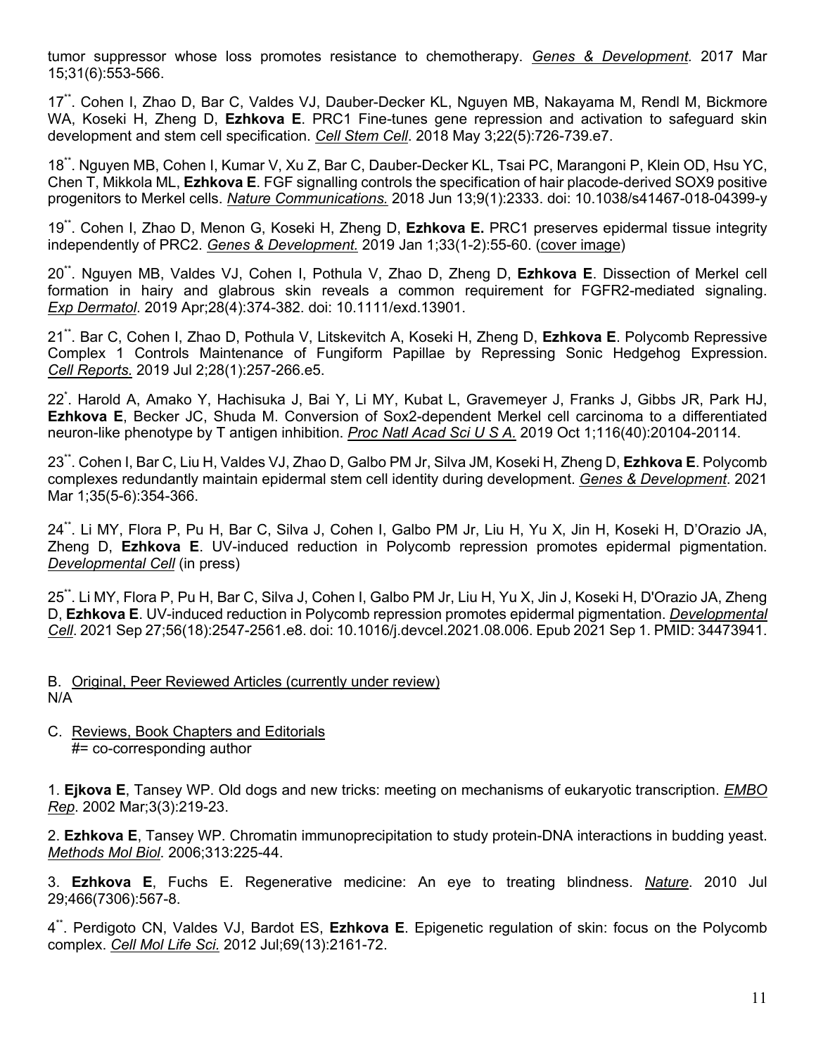tumor suppressor whose loss promotes resistance to chemotherapy. *Genes & Development.* 2017 Mar 15;31(6):553-566.

17[**]. Cohen I, Zhao D, Bar C, Valdes VJ, Dauber-Decker KL, Nguyen MB, Nakayama M, Rendl M, Bickmore WA, Koseki H, Zheng D, **Ezhkova E**. PRC1 Fine-tunes gene repression and activation to safeguard skin development and stem cell specification. *Cell Stem Cell*. 2018 May 3;22(5):726-739.e7.

18[**]. Nguyen MB, Cohen I, Kumar V, Xu Z, Bar C, Dauber-Decker KL, Tsai PC, Marangoni P, Klein OD, Hsu YC, Chen T, Mikkola ML, **Ezhkova E**. FGF signalling controls the specification of hair placode-derived SOX9 positive progenitors to Merkel cells. *Nature Communications.* 2018 Jun 13;9(1):2333. doi: 10.1038/s41467-018-04399-y

19[**]. Cohen I, Zhao D, Menon G, Koseki H, Zheng D, **Ezhkova E.** PRC1 preserves epidermal tissue integrity independently of PRC2. *Genes & Development.* 2019 Jan 1;33(1-2):55-60. (cover image)

20[**]. Nguyen MB, Valdes VJ, Cohen I, Pothula V, Zhao D, Zheng D, **Ezhkova E**. Dissection of Merkel cell formation in hairy and glabrous skin reveals a common requirement for FGFR2-mediated signaling. *Exp Dermatol*. 2019 Apr;28(4):374-382. doi: 10.1111/exd.13901.

21[**]. Bar C, Cohen I, Zhao D, Pothula V, Litskevitch A, Koseki H, Zheng D, **Ezhkova E**. Polycomb Repressive Complex 1 Controls Maintenance of Fungiform Papillae by Repressing Sonic Hedgehog Expression. *Cell Reports.* 2019 Jul 2;28(1):257-266.e5.

22[*]. Harold A, Amako Y, Hachisuka J, Bai Y, Li MY, Kubat L, Gravemeyer J, Franks J, Gibbs JR, Park HJ, **Ezhkova E**, Becker JC, Shuda M. Conversion of Sox2-dependent Merkel cell carcinoma to a differentiated neuron-like phenotype by T antigen inhibition. *Proc Natl Acad Sci U S A.* 2019 Oct 1;116(40):20104-20114.

23[**]. Cohen I, Bar C, Liu H, Valdes VJ, Zhao D, Galbo PM Jr, Silva JM, Koseki H, Zheng D, **Ezhkova E**. Polycomb complexes redundantly maintain epidermal stem cell identity during development. *Genes & Development*. 2021 Mar 1;35(5-6):354-366.

24[**]. Li MY, Flora P, Pu H, Bar C, Silva J, Cohen I, Galbo PM Jr, Liu H, Yu X, Jin H, Koseki H, D'Orazio JA, Zheng D, **Ezhkova E**. UV-induced reduction in Polycomb repression promotes epidermal pigmentation. *Developmental Cell* (in press)

25[**]. Li MY, Flora P, Pu H, Bar C, Silva J, Cohen I, Galbo PM Jr, Liu H, Yu X, Jin J, Koseki H, D'Orazio JA, Zheng D, **Ezhkova E**. UV-induced reduction in Polycomb repression promotes epidermal pigmentation. *Developmental Cell*. 2021 Sep 27;56(18):2547-2561.e8. doi: 10.1016/j.devcel.2021.08.006. Epub 2021 Sep 1. PMID: 34473941.

B. Original, Peer Reviewed Articles (currently under review)
N/A

C. Reviews, Book Chapters and Editorials
#= co-corresponding author

1. **Ejkova E**, Tansey WP. Old dogs and new tricks: meeting on mechanisms of eukaryotic transcription. *EMBO Rep*. 2002 Mar;3(3):219-23.

2. **Ezhkova E**, Tansey WP. Chromatin immunoprecipitation to study protein-DNA interactions in budding yeast. *Methods Mol Biol*. 2006;313:225-44.

3. **Ezhkova E**, Fuchs E. Regenerative medicine: An eye to treating blindness. *Nature*. 2010 Jul 29;466(7306):567-8.

4[**]. Perdigoto CN, Valdes VJ, Bardot ES, **Ezhkova E**. Epigenetic regulation of skin: focus on the Polycomb complex. *Cell Mol Life Sci.* 2012 Jul;69(13):2161-72.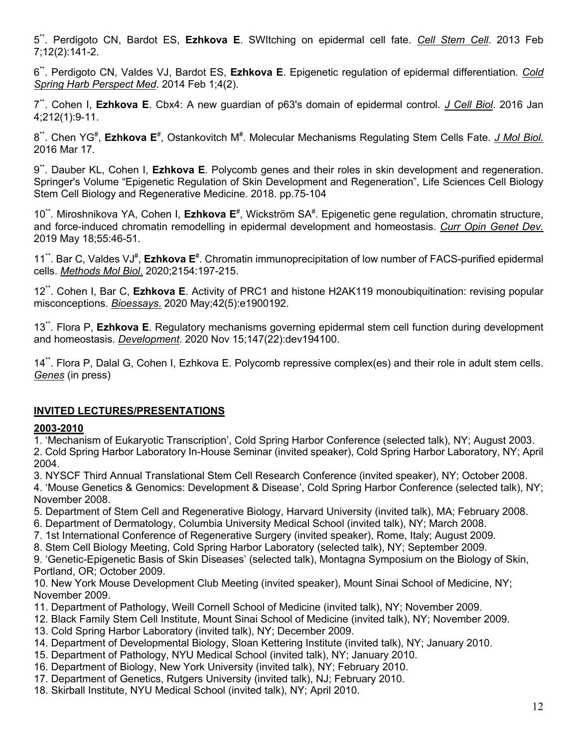5[**]. Perdigoto CN, Bardot ES, **Ezhkova E**. SWItching on epidermal cell fate. *Cell Stem Cell*. 2013 Feb 7;12(2):141-2.

6[**]. Perdigoto CN, Valdes VJ, Bardot ES, **Ezhkova E**. Epigenetic regulation of epidermal differentiation. *Cold Spring Harb Perspect Med*. 2014 Feb 1;4(2).

7[**]. Cohen I, **Ezhkova E**. Cbx4: A new guardian of p63's domain of epidermal control. *J Cell Biol*. 2016 Jan 4;212(1):9-11.

8[**]. Chen YG[#], **Ezhkova E**[#], Ostankovitch M[#]. Molecular Mechanisms Regulating Stem Cells Fate. *J Mol Biol.* 2016 Mar 17.

9[**]. Dauber KL, Cohen I, **Ezhkova E**. Polycomb genes and their roles in skin development and regeneration. Springer's Volume "Epigenetic Regulation of Skin Development and Regeneration", Life Sciences Cell Biology Stem Cell Biology and Regenerative Medicine. 2018. pp.75-104

10[**]. Miroshnikova YA, Cohen I, **Ezhkova E**[#], Wickström SA[#]. Epigenetic gene regulation, chromatin structure, and force-induced chromatin remodelling in epidermal development and homeostasis. *Curr Opin Genet Dev.* 2019 May 18;55:46-51.

11[**]. Bar C, Valdes VJ[#], **Ezhkova E**[#]. Chromatin immunoprecipitation of low number of FACS-purified epidermal cells. *Methods Mol Biol.* 2020;2154:197-215.

12[**]. Cohen I, Bar C, **Ezhkova E**. Activity of PRC1 and histone H2AK119 monoubiquitination: revising popular misconceptions. *Bioessays.* 2020 May;42(5):e1900192.

13[**]. Flora P, **Ezhkova E**. Regulatory mechanisms governing epidermal stem cell function during development and homeostasis. *Development*. 2020 Nov 15;147(22):dev194100.

14[**]. Flora P, Dalal G, Cohen I, Ezhkova E. Polycomb repressive complex(es) and their role in adult stem cells. *Genes* (in press)

## INVITED LECTURES/PRESENTATIONS

### 2003-2010

1. 'Mechanism of Eukaryotic Transcription', Cold Spring Harbor Conference (selected talk), NY; August 2003.
2. Cold Spring Harbor Laboratory In-House Seminar (invited speaker), Cold Spring Harbor Laboratory, NY; April 2004.
3. NYSCF Third Annual Translational Stem Cell Research Conference (invited speaker), NY; October 2008.
4. 'Mouse Genetics & Genomics: Development & Disease', Cold Spring Harbor Conference (selected talk), NY; November 2008.
5. Department of Stem Cell and Regenerative Biology, Harvard University (invited talk), MA; February 2008.
6. Department of Dermatology, Columbia University Medical School (invited talk), NY; March 2008.
7. 1st International Conference of Regenerative Surgery (invited speaker), Rome, Italy; August 2009.
8. Stem Cell Biology Meeting, Cold Spring Harbor Laboratory (selected talk), NY; September 2009.
9. 'Genetic-Epigenetic Basis of Skin Diseases' (selected talk), Montagna Symposium on the Biology of Skin, Portland, OR; October 2009.
10. New York Mouse Development Club Meeting (invited speaker), Mount Sinai School of Medicine, NY; November 2009.
11. Department of Pathology, Weill Cornell School of Medicine (invited talk), NY; November 2009.
12. Black Family Stem Cell Institute, Mount Sinai School of Medicine (invited talk), NY; November 2009.
13. Cold Spring Harbor Laboratory (invited talk), NY; December 2009.
14. Department of Developmental Biology, Sloan Kettering Institute (invited talk), NY; January 2010.
15. Department of Pathology, NYU Medical School (invited talk), NY; January 2010.
16. Department of Biology, New York University (invited talk), NY; February 2010.
17. Department of Genetics, Rutgers University (invited talk), NJ; February 2010.
18. Skirball Institute, NYU Medical School (invited talk), NY; April 2010.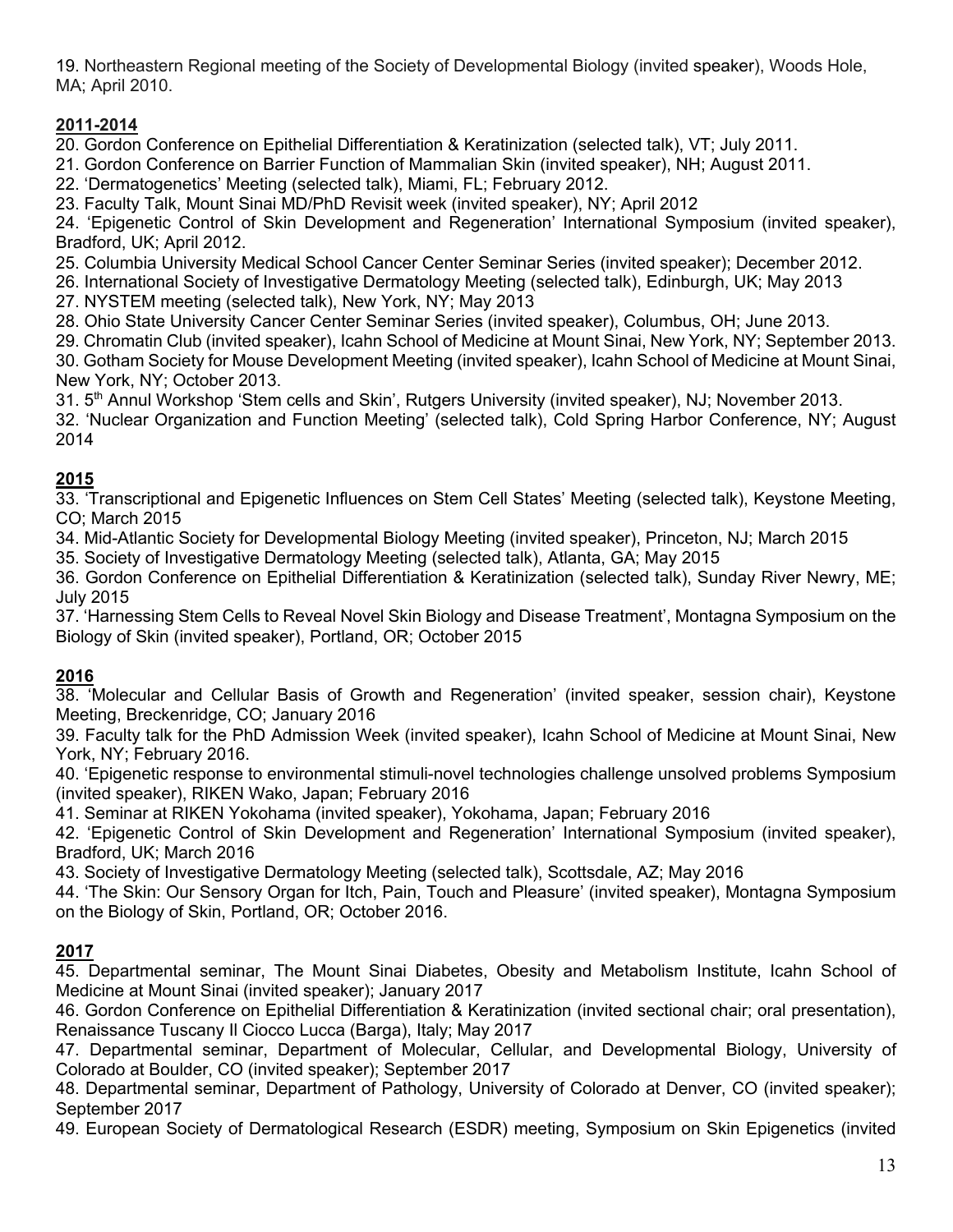19. Northeastern Regional meeting of the Society of Developmental Biology (invited speaker), Woods Hole, MA; April 2010.

**2011-2014**

20. Gordon Conference on Epithelial Differentiation & Keratinization (selected talk), VT; July 2011.
21. Gordon Conference on Barrier Function of Mammalian Skin (invited speaker), NH; August 2011.
22. 'Dermatogenetics' Meeting (selected talk), Miami, FL; February 2012.
23. Faculty Talk, Mount Sinai MD/PhD Revisit week (invited speaker), NY; April 2012
24. 'Epigenetic Control of Skin Development and Regeneration' International Symposium (invited speaker), Bradford, UK; April 2012.
25. Columbia University Medical School Cancer Center Seminar Series (invited speaker); December 2012.
26. International Society of Investigative Dermatology Meeting (selected talk), Edinburgh, UK; May 2013
27. NYSTEM meeting (selected talk), New York, NY; May 2013
28. Ohio State University Cancer Center Seminar Series (invited speaker), Columbus, OH; June 2013.
29. Chromatin Club (invited speaker), Icahn School of Medicine at Mount Sinai, New York, NY; September 2013.
30. Gotham Society for Mouse Development Meeting (invited speaker), Icahn School of Medicine at Mount Sinai, New York, NY; October 2013.
31. 5th Annul Workshop 'Stem cells and Skin', Rutgers University (invited speaker), NJ; November 2013.
32. 'Nuclear Organization and Function Meeting' (selected talk), Cold Spring Harbor Conference, NY; August 2014

**2015**

33. 'Transcriptional and Epigenetic Influences on Stem Cell States' Meeting (selected talk), Keystone Meeting, CO; March 2015
34. Mid-Atlantic Society for Developmental Biology Meeting (invited speaker), Princeton, NJ; March 2015
35. Society of Investigative Dermatology Meeting (selected talk), Atlanta, GA; May 2015
36. Gordon Conference on Epithelial Differentiation & Keratinization (selected talk), Sunday River Newry, ME; July 2015
37. 'Harnessing Stem Cells to Reveal Novel Skin Biology and Disease Treatment', Montagna Symposium on the Biology of Skin (invited speaker), Portland, OR; October 2015

**2016**

38. 'Molecular and Cellular Basis of Growth and Regeneration' (invited speaker, session chair), Keystone Meeting, Breckenridge, CO; January 2016
39. Faculty talk for the PhD Admission Week (invited speaker), Icahn School of Medicine at Mount Sinai, New York, NY; February 2016.
40. 'Epigenetic response to environmental stimuli-novel technologies challenge unsolved problems Symposium (invited speaker), RIKEN Wako, Japan; February 2016
41. Seminar at RIKEN Yokohama (invited speaker), Yokohama, Japan; February 2016
42. 'Epigenetic Control of Skin Development and Regeneration' International Symposium (invited speaker), Bradford, UK; March 2016
43. Society of Investigative Dermatology Meeting (selected talk), Scottsdale, AZ; May 2016
44. 'The Skin: Our Sensory Organ for Itch, Pain, Touch and Pleasure' (invited speaker), Montagna Symposium on the Biology of Skin, Portland, OR; October 2016.

**2017**

45. Departmental seminar, The Mount Sinai Diabetes, Obesity and Metabolism Institute, Icahn School of Medicine at Mount Sinai (invited speaker); January 2017
46. Gordon Conference on Epithelial Differentiation & Keratinization (invited sectional chair; oral presentation), Renaissance Tuscany Il Ciocco Lucca (Barga), Italy; May 2017
47. Departmental seminar, Department of Molecular, Cellular, and Developmental Biology, University of Colorado at Boulder, CO (invited speaker); September 2017
48. Departmental seminar, Department of Pathology, University of Colorado at Denver, CO (invited speaker); September 2017
49. European Society of Dermatological Research (ESDR) meeting, Symposium on Skin Epigenetics (invited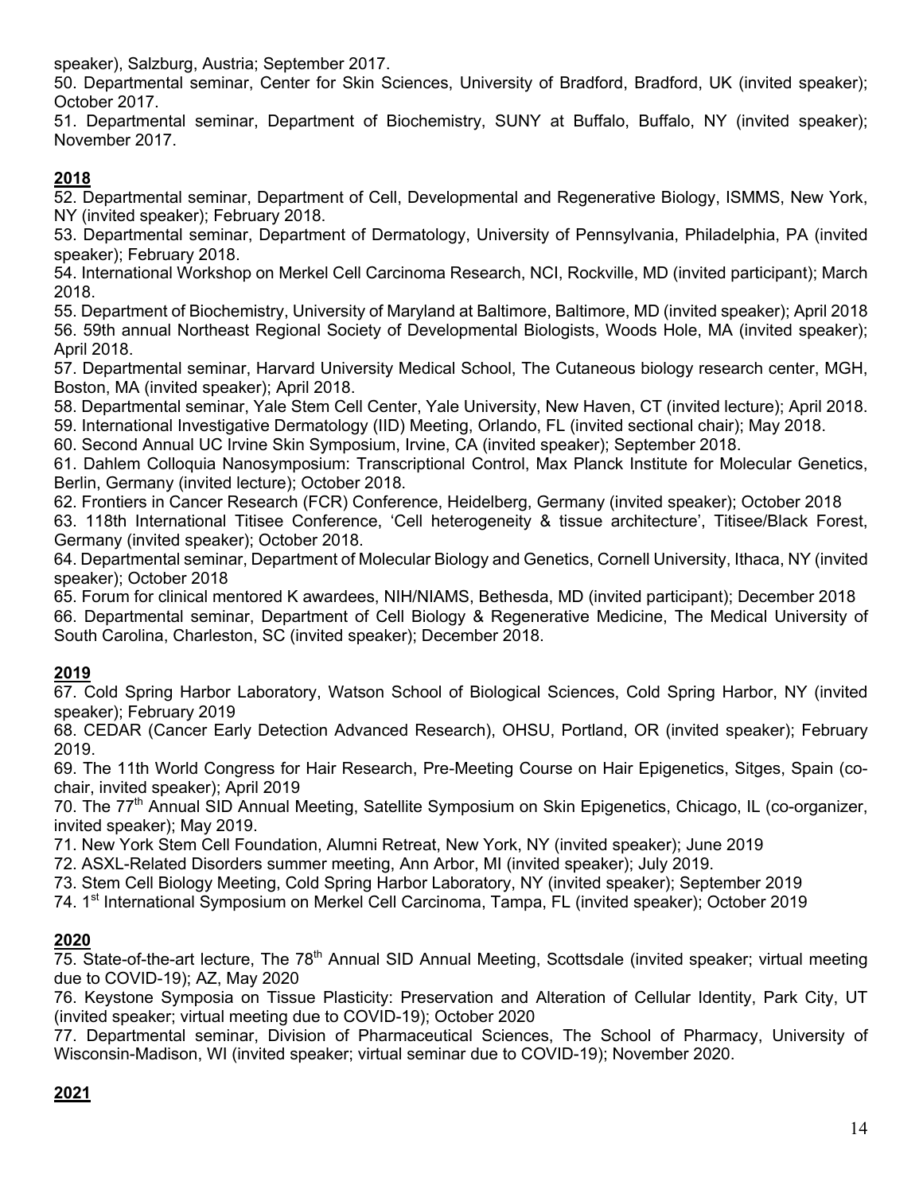speaker), Salzburg, Austria; September 2017.

50. Departmental seminar, Center for Skin Sciences, University of Bradford, Bradford, UK (invited speaker); October 2017.

51. Departmental seminar, Department of Biochemistry, SUNY at Buffalo, Buffalo, NY (invited speaker); November 2017.

**2018**

52. Departmental seminar, Department of Cell, Developmental and Regenerative Biology, ISMMS, New York, NY (invited speaker); February 2018.

53. Departmental seminar, Department of Dermatology, University of Pennsylvania, Philadelphia, PA (invited speaker); February 2018.

54. International Workshop on Merkel Cell Carcinoma Research, NCI, Rockville, MD (invited participant); March 2018.

55. Department of Biochemistry, University of Maryland at Baltimore, Baltimore, MD (invited speaker); April 2018

56. 59th annual Northeast Regional Society of Developmental Biologists, Woods Hole, MA (invited speaker); April 2018.

57. Departmental seminar, Harvard University Medical School, The Cutaneous biology research center, MGH, Boston, MA (invited speaker); April 2018.

58. Departmental seminar, Yale Stem Cell Center, Yale University, New Haven, CT (invited lecture); April 2018.

59. International Investigative Dermatology (IID) Meeting, Orlando, FL (invited sectional chair); May 2018.

60. Second Annual UC Irvine Skin Symposium, Irvine, CA (invited speaker); September 2018.

61. Dahlem Colloquia Nanosymposium: Transcriptional Control, Max Planck Institute for Molecular Genetics, Berlin, Germany (invited lecture); October 2018.

62. Frontiers in Cancer Research (FCR) Conference, Heidelberg, Germany (invited speaker); October 2018

63. 118th International Titisee Conference, 'Cell heterogeneity & tissue architecture', Titisee/Black Forest, Germany (invited speaker); October 2018.

64. Departmental seminar, Department of Molecular Biology and Genetics, Cornell University, Ithaca, NY (invited speaker); October 2018

65. Forum for clinical mentored K awardees, NIH/NIAMS, Bethesda, MD (invited participant); December 2018

66. Departmental seminar, Department of Cell Biology & Regenerative Medicine, The Medical University of South Carolina, Charleston, SC (invited speaker); December 2018.

**2019**

67. Cold Spring Harbor Laboratory, Watson School of Biological Sciences, Cold Spring Harbor, NY (invited speaker); February 2019

68. CEDAR (Cancer Early Detection Advanced Research), OHSU, Portland, OR (invited speaker); February 2019.

69. The 11th World Congress for Hair Research, Pre-Meeting Course on Hair Epigenetics, Sitges, Spain (co-chair, invited speaker); April 2019

70. The 77th Annual SID Annual Meeting, Satellite Symposium on Skin Epigenetics, Chicago, IL (co-organizer, invited speaker); May 2019.

71. New York Stem Cell Foundation, Alumni Retreat, New York, NY (invited speaker); June 2019

72. ASXL-Related Disorders summer meeting, Ann Arbor, MI (invited speaker); July 2019.

73. Stem Cell Biology Meeting, Cold Spring Harbor Laboratory, NY (invited speaker); September 2019

74. 1st International Symposium on Merkel Cell Carcinoma, Tampa, FL (invited speaker); October 2019

**2020**

75. State-of-the-art lecture, The 78th Annual SID Annual Meeting, Scottsdale (invited speaker; virtual meeting due to COVID-19); AZ, May 2020

76. Keystone Symposia on Tissue Plasticity: Preservation and Alteration of Cellular Identity, Park City, UT (invited speaker; virtual meeting due to COVID-19); October 2020

77. Departmental seminar, Division of Pharmaceutical Sciences, The School of Pharmacy, University of Wisconsin-Madison, WI (invited speaker; virtual seminar due to COVID-19); November 2020.

**2021**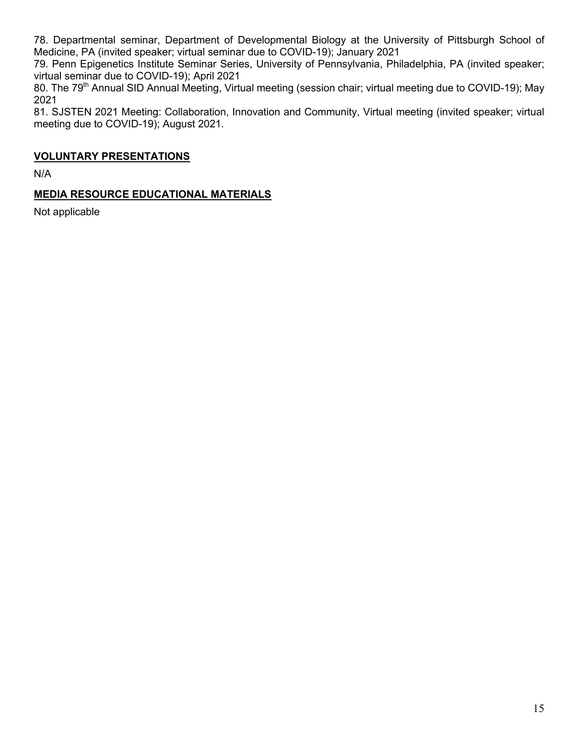78. Departmental seminar, Department of Developmental Biology at the University of Pittsburgh School of Medicine, PA (invited speaker; virtual seminar due to COVID-19); January 2021

79. Penn Epigenetics Institute Seminar Series, University of Pennsylvania, Philadelphia, PA (invited speaker; virtual seminar due to COVID-19); April 2021

80. The 79$^{th}$ Annual SID Annual Meeting, Virtual meeting (session chair; virtual meeting due to COVID-19); May 2021

81. SJSTEN 2021 Meeting: Collaboration, Innovation and Community, Virtual meeting (invited speaker; virtual meeting due to COVID-19); August 2021.

## VOLUNTARY PRESENTATIONS

N/A

## MEDIA RESOURCE EDUCATIONAL MATERIALS

Not applicable